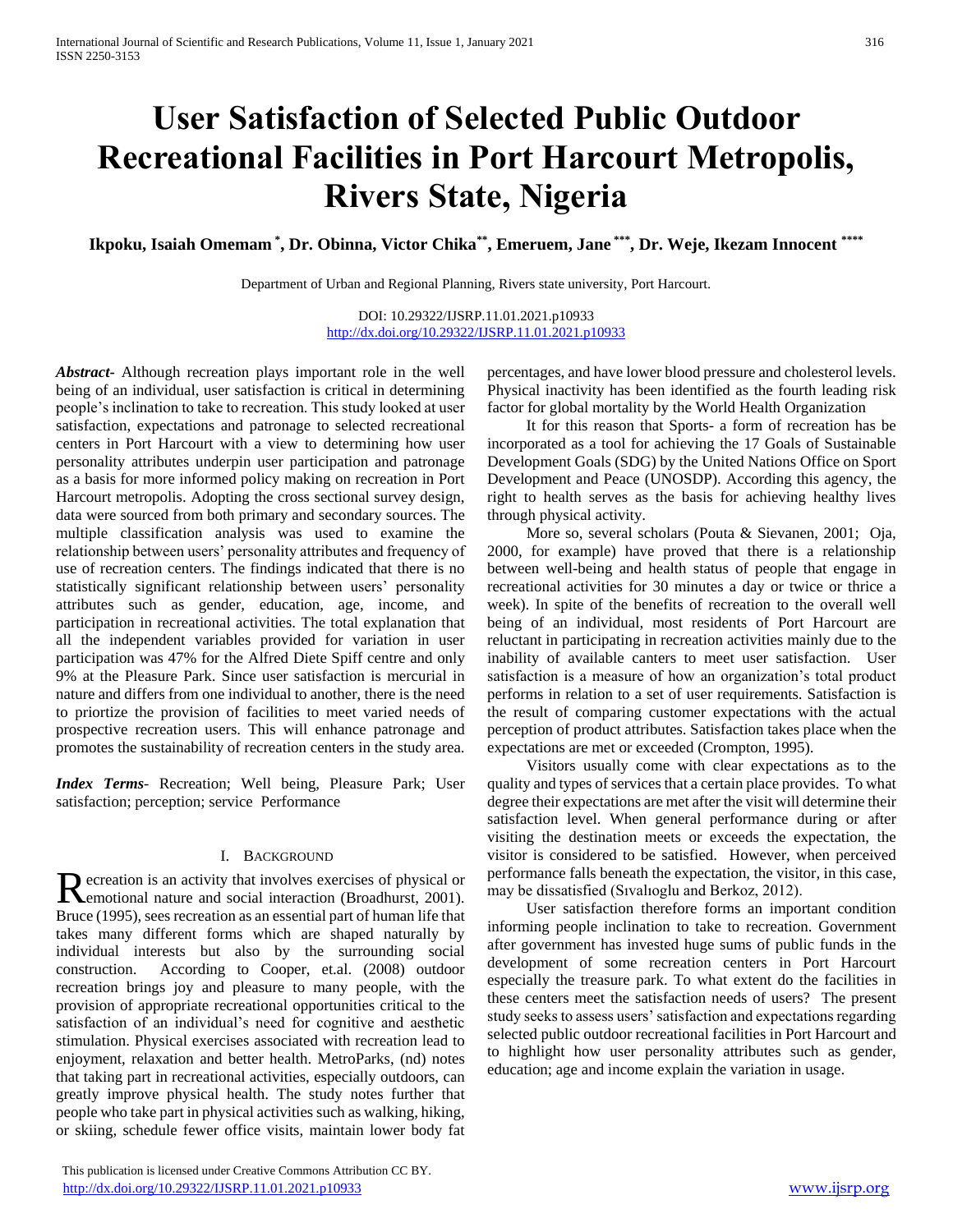# User Satisfaction of Selected Public Outdoor Recreational Facilities in Port Harcourt Metropolis, Rivers State, Nigeria

**Ikpoku, Isaiah Omemam [*], Dr. Obinna, Victor Chika[**], Emeruem, Jane [***], Dr. Weje, Ikezam Innocent [****]**

Department of Urban and Regional Planning, Rivers state university, Port Harcourt.

DOI: 10.29322/IJSRP.11.01.2021.p10933
http://dx.doi.org/10.29322/IJSRP.11.01.2021.p10933

***Abstract***- Although recreation plays important role in the well being of an individual, user satisfaction is critical in determining people's inclination to take to recreation. This study looked at user satisfaction, expectations and patronage to selected recreational centers in Port Harcourt with a view to determining how user personality attributes underpin user participation and patronage as a basis for more informed policy making on recreation in Port Harcourt metropolis. Adopting the cross sectional survey design, data were sourced from both primary and secondary sources. The multiple classification analysis was used to examine the relationship between users' personality attributes and frequency of use of recreation centers. The findings indicated that there is no statistically significant relationship between users' personality attributes such as gender, education, age, income, and participation in recreational activities. The total explanation that all the independent variables provided for variation in user participation was 47% for the Alfred Diete Spiff centre and only 9% at the Pleasure Park. Since user satisfaction is mercurial in nature and differs from one individual to another, there is the need to priortize the provision of facilities to meet varied needs of prospective recreation users. This will enhance patronage and promotes the sustainability of recreation centers in the study area.

***Index Terms***- Recreation; Well being, Pleasure Park; User satisfaction; perception; service Performance

## I. Background

Recreation is an activity that involves exercises of physical or emotional nature and social interaction (Broadhurst, 2001). Bruce (1995), sees recreation as an essential part of human life that takes many different forms which are shaped naturally by individual interests but also by the surrounding social construction. According to Cooper, et.al. (2008) outdoor recreation brings joy and pleasure to many people, with the provision of appropriate recreational opportunities critical to the satisfaction of an individual's need for cognitive and aesthetic stimulation. Physical exercises associated with recreation lead to enjoyment, relaxation and better health. MetroParks, (nd) notes that taking part in recreational activities, especially outdoors, can greatly improve physical health. The study notes further that people who take part in physical activities such as walking, hiking, or skiing, schedule fewer office visits, maintain lower body fat percentages, and have lower blood pressure and cholesterol levels. Physical inactivity has been identified as the fourth leading risk factor for global mortality by the World Health Organization

It for this reason that Sports- a form of recreation has be incorporated as a tool for achieving the 17 Goals of Sustainable Development Goals (SDG) by the United Nations Office on Sport Development and Peace (UNOSDP). According this agency, the right to health serves as the basis for achieving healthy lives through physical activity.

More so, several scholars (Pouta & Sievanen, 2001; Oja, 2000, for example) have proved that there is a relationship between well-being and health status of people that engage in recreational activities for 30 minutes a day or twice or thrice a week). In spite of the benefits of recreation to the overall well being of an individual, most residents of Port Harcourt are reluctant in participating in recreation activities mainly due to the inability of available canters to meet user satisfaction. User satisfaction is a measure of how an organization's total product performs in relation to a set of user requirements. Satisfaction is the result of comparing customer expectations with the actual perception of product attributes. Satisfaction takes place when the expectations are met or exceeded (Crompton, 1995).

Visitors usually come with clear expectations as to the quality and types of services that a certain place provides. To what degree their expectations are met after the visit will determine their satisfaction level. When general performance during or after visiting the destination meets or exceeds the expectation, the visitor is considered to be satisfied. However, when perceived performance falls beneath the expectation, the visitor, in this case, may be dissatisfied (Sıvalıoglu and Berkoz, 2012).

User satisfaction therefore forms an important condition informing people inclination to take to recreation. Government after government has invested huge sums of public funds in the development of some recreation centers in Port Harcourt especially the treasure park. To what extent do the facilities in these centers meet the satisfaction needs of users? The present study seeks to assess users' satisfaction and expectations regarding selected public outdoor recreational facilities in Port Harcourt and to highlight how user personality attributes such as gender, education; age and income explain the variation in usage.

This publication is licensed under Creative Commons Attribution CC BY.
http://dx.doi.org/10.29322/IJSRP.11.01.2021.p10933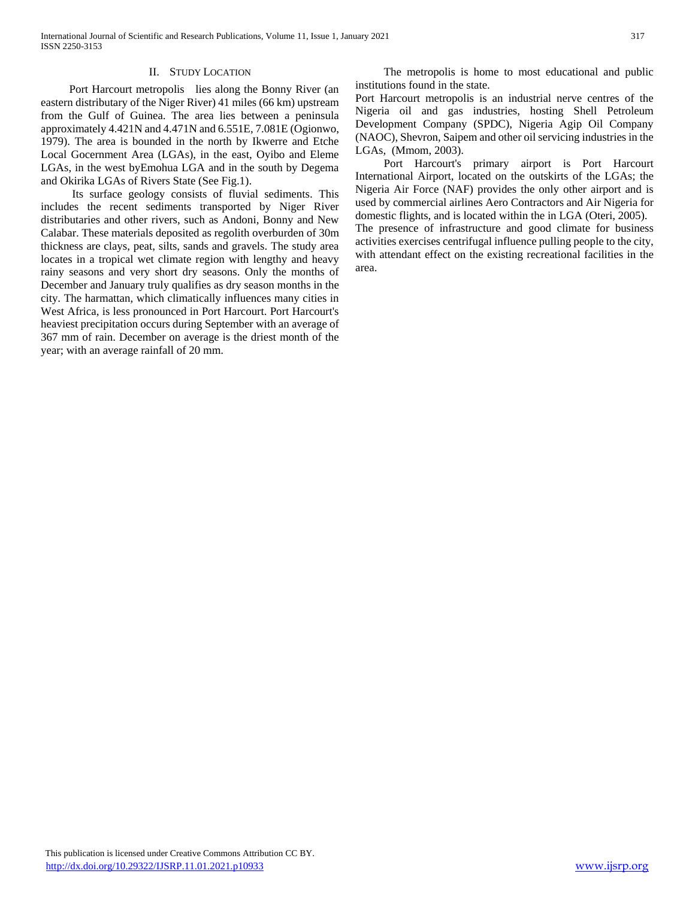## II. Study Location

Port Harcourt metropolis lies along the Bonny River (an eastern distributary of the Niger River) 41 miles (66 km) upstream from the Gulf of Guinea. The area lies between a peninsula approximately 4.421N and 4.471N and 6.551E, 7.081E (Ogionwo, 1979). The area is bounded in the north by Ikwerre and Etche Local Gocernment Area (LGAs), in the east, Oyibo and Eleme LGAs, in the west byEmohua LGA and in the south by Degema and Okirika LGAs of Rivers State (See Fig.1).

Its surface geology consists of fluvial sediments. This includes the recent sediments transported by Niger River distributaries and other rivers, such as Andoni, Bonny and New Calabar. These materials deposited as regolith overburden of 30m thickness are clays, peat, silts, sands and gravels. The study area locates in a tropical wet climate region with lengthy and heavy rainy seasons and very short dry seasons. Only the months of December and January truly qualifies as dry season months in the city. The harmattan, which climatically influences many cities in West Africa, is less pronounced in Port Harcourt. Port Harcourt's heaviest precipitation occurs during September with an average of 367 mm of rain. December on average is the driest month of the year; with an average rainfall of 20 mm.

The metropolis is home to most educational and public institutions found in the state.

Port Harcourt metropolis is an industrial nerve centres of the Nigeria oil and gas industries, hosting Shell Petroleum Development Company (SPDC), Nigeria Agip Oil Company (NAOC), Shevron, Saipem and other oil servicing industries in the LGAs, (Mmom, 2003).

Port Harcourt's primary airport is Port Harcourt International Airport, located on the outskirts of the LGAs; the Nigeria Air Force (NAF) provides the only other airport and is used by commercial airlines Aero Contractors and Air Nigeria for domestic flights, and is located within the in LGA (Oteri, 2005).

The presence of infrastructure and good climate for business activities exercises centrifugal influence pulling people to the city, with attendant effect on the existing recreational facilities in the area.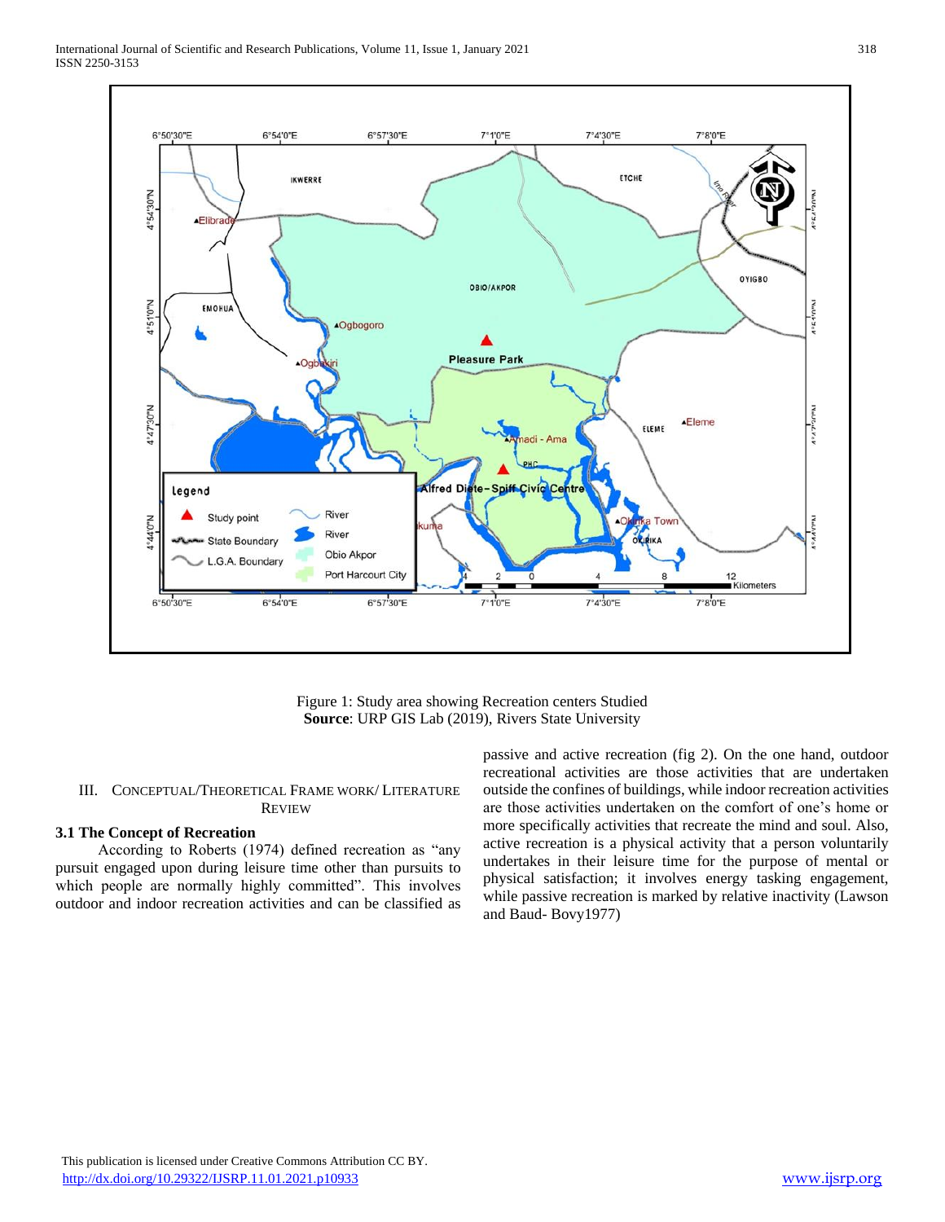6°50'30"E
6°54'0"E
6°57'30"E
7°1'0"E
7°4'30"E
7°8'0"E

IKWERRE
ETCHE
Elibrada
OYIGBO
OBIO/AKPOR
EMOHUA
Ogbogoro
Pleasure Park
Ogbakiri
ELEME
Eleme
Amadi - Ama
PHC
Alfred Diete-Spiff Civic Centre
Okirika Town
OKIRIKA

4°54'30"N
4°51'0"N
4°47'30"N
4°44'0"N

Legend
Study point
State Boundary
L.G.A. Boundary
River
River
Obio Akpor
Port Harcourt City

4 2 0 4 8 12 Kilometers

Figure 1: Study area showing Recreation centers Studied
**Source**: URP GIS Lab (2019), Rivers State University

## III. Conceptual/Theoretical Frame work/ Literature Review

### 3.1 The Concept of Recreation

According to Roberts (1974) defined recreation as "any pursuit engaged upon during leisure time other than pursuits to which people are normally highly committed". This involves outdoor and indoor recreation activities and can be classified as passive and active recreation (fig 2). On the one hand, outdoor recreational activities are those activities that are undertaken outside the confines of buildings, while indoor recreation activities are those activities undertaken on the comfort of one's home or more specifically activities that recreate the mind and soul. Also, active recreation is a physical activity that a person voluntarily undertakes in their leisure time for the purpose of mental or physical satisfaction; it involves energy tasking engagement, while passive recreation is marked by relative inactivity (Lawson and Baud- Bovy1977)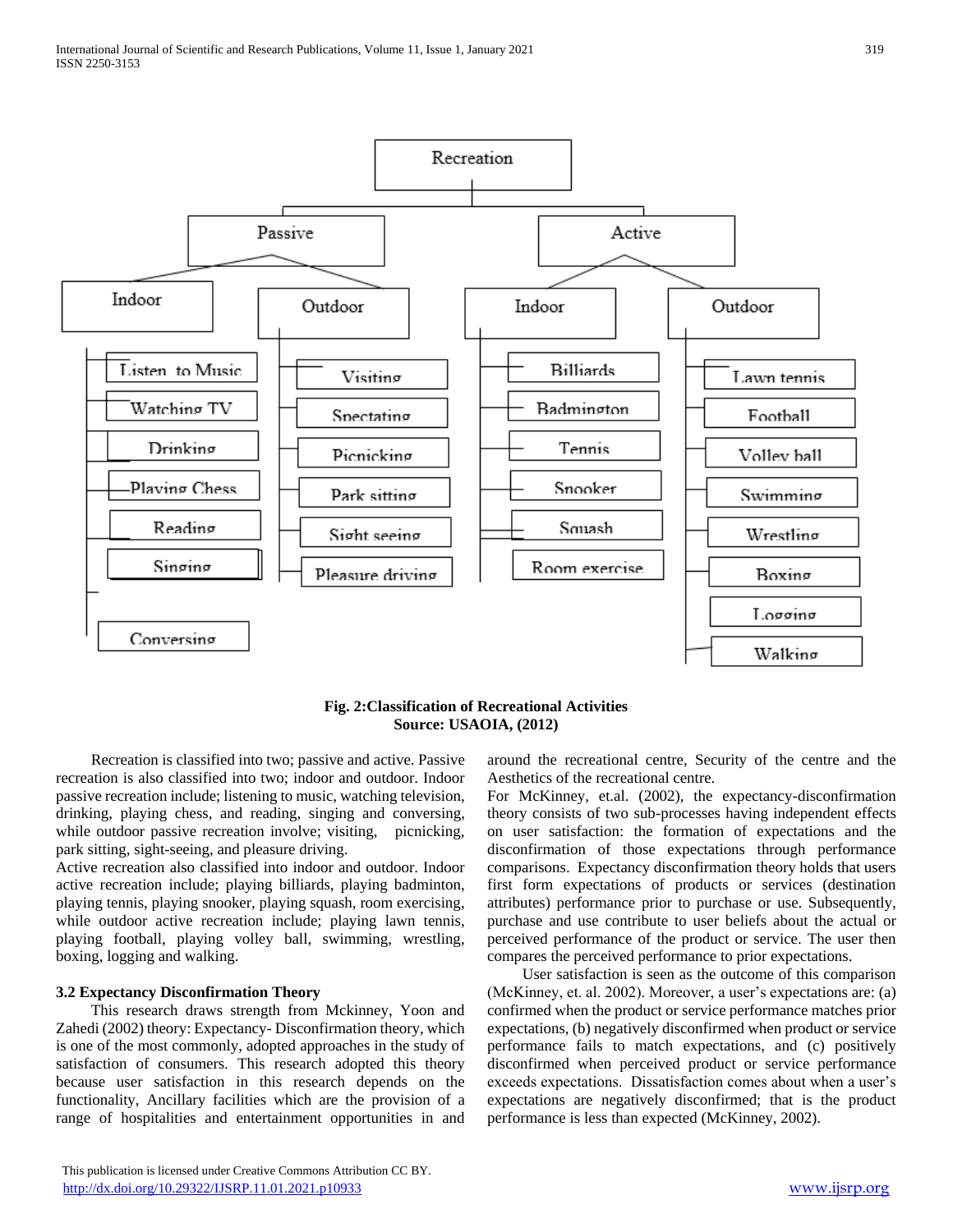- Recreation
  - Passive
    - Indoor
      - Listen to Music
      - Watching TV
      - Drinking
      - Playing Chess
      - Reading
      - Singing
      - Conversing
    - Outdoor
      - Visiting
      - Spectating
      - Picnicking
      - Park sitting
      - Sight seeing
      - Pleasure driving
  - Active
    - Indoor
      - Billiards
      - Badminton
      - Tennis
      - Snooker
      - Squash
      - Room exercise
    - Outdoor
      - Lawn tennis
      - Football
      - Volley ball
      - Swimming
      - Wrestling
      - Boxing
      - Logging
      - Walking

**Fig. 2:Classification of Recreational Activities**
**Source: USAOIA, (2012)**

Recreation is classified into two; passive and active. Passive recreation is also classified into two; indoor and outdoor. Indoor passive recreation include; listening to music, watching television, drinking, playing chess, and reading, singing and conversing, while outdoor passive recreation involve; visiting, picnicking, park sitting, sight-seeing, and pleasure driving.
Active recreation also classified into indoor and outdoor. Indoor active recreation include; playing billiards, playing badminton, playing tennis, playing snooker, playing squash, room exercising, while outdoor active recreation include; playing lawn tennis, playing football, playing volley ball, swimming, wrestling, boxing, logging and walking.

### 3.2 Expectancy Disconfirmation Theory

This research draws strength from Mckinney, Yoon and Zahedi (2002) theory: Expectancy- Disconfirmation theory, which is one of the most commonly, adopted approaches in the study of satisfaction of consumers. This research adopted this theory because user satisfaction in this research depends on the functionality, Ancillary facilities which are the provision of a range of hospitalities and entertainment opportunities in and around the recreational centre, Security of the centre and the Aesthetics of the recreational centre.
For McKinney, et.al. (2002), the expectancy-disconfirmation theory consists of two sub-processes having independent effects on user satisfaction: the formation of expectations and the disconfirmation of those expectations through performance comparisons. Expectancy disconfirmation theory holds that users first form expectations of products or services (destination attributes) performance prior to purchase or use. Subsequently, purchase and use contribute to user beliefs about the actual or perceived performance of the product or service. The user then compares the perceived performance to prior expectations.

User satisfaction is seen as the outcome of this comparison (McKinney, et. al. 2002). Moreover, a user's expectations are: (a) confirmed when the product or service performance matches prior expectations, (b) negatively disconfirmed when product or service performance fails to match expectations, and (c) positively disconfirmed when perceived product or service performance exceeds expectations. Dissatisfaction comes about when a user's expectations are negatively disconfirmed; that is the product performance is less than expected (McKinney, 2002).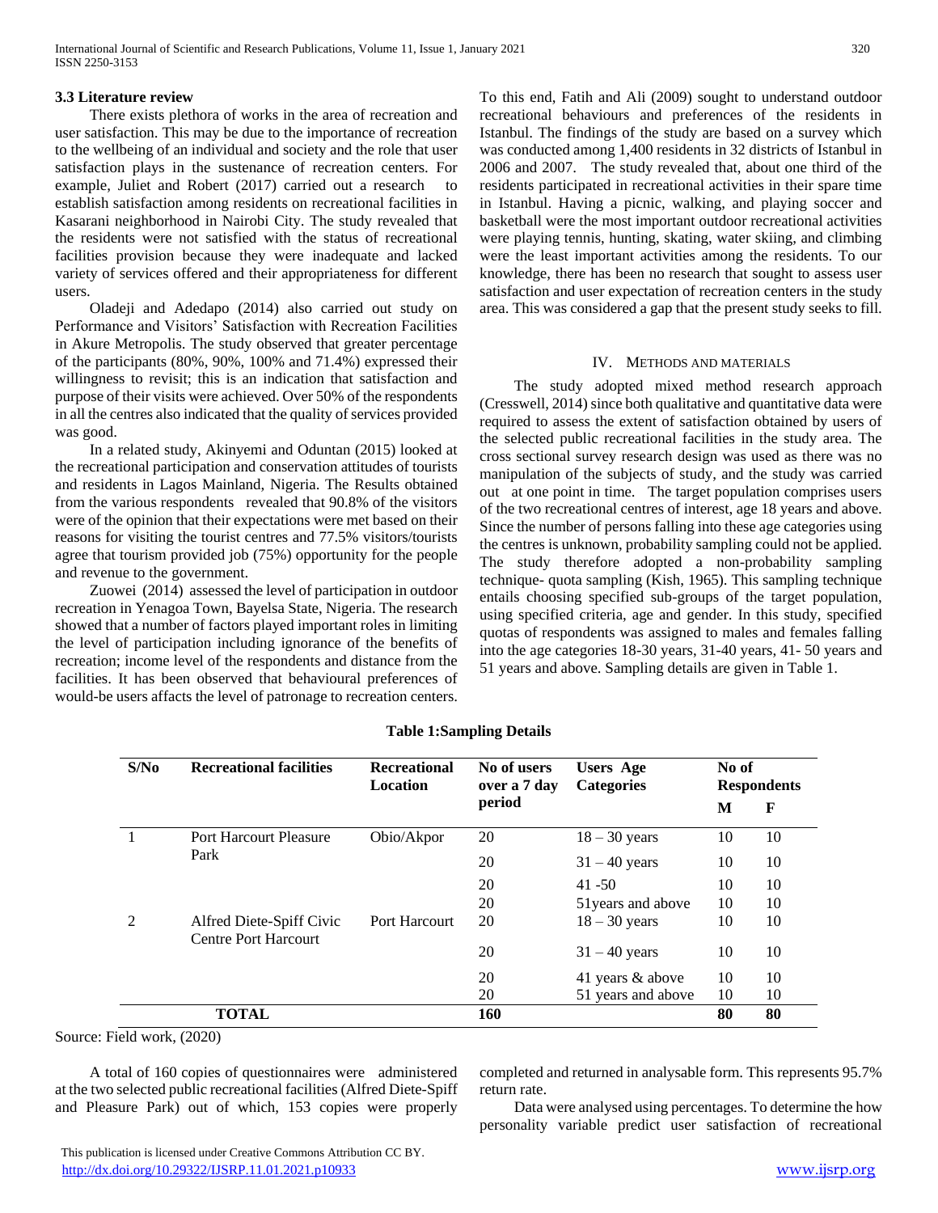### 3.3 Literature review

There exists plethora of works in the area of recreation and user satisfaction. This may be due to the importance of recreation to the wellbeing of an individual and society and the role that user satisfaction plays in the sustenance of recreation centers. For example, Juliet and Robert (2017) carried out a research to establish satisfaction among residents on recreational facilities in Kasarani neighborhood in Nairobi City. The study revealed that the residents were not satisfied with the status of recreational facilities provision because they were inadequate and lacked variety of services offered and their appropriateness for different users.

Oladeji and Adedapo (2014) also carried out study on Performance and Visitors' Satisfaction with Recreation Facilities in Akure Metropolis. The study observed that greater percentage of the participants (80%, 90%, 100% and 71.4%) expressed their willingness to revisit; this is an indication that satisfaction and purpose of their visits were achieved. Over 50% of the respondents in all the centres also indicated that the quality of services provided was good.

In a related study, Akinyemi and Oduntan (2015) looked at the recreational participation and conservation attitudes of tourists and residents in Lagos Mainland, Nigeria. The Results obtained from the various respondents revealed that 90.8% of the visitors were of the opinion that their expectations were met based on their reasons for visiting the tourist centres and 77.5% visitors/tourists agree that tourism provided job (75%) opportunity for the people and revenue to the government.

Zuowei (2014) assessed the level of participation in outdoor recreation in Yenagoa Town, Bayelsa State, Nigeria. The research showed that a number of factors played important roles in limiting the level of participation including ignorance of the benefits of recreation; income level of the respondents and distance from the facilities. It has been observed that behavioural preferences of would-be users affacts the level of patronage to recreation centers. To this end, Fatih and Ali (2009) sought to understand outdoor recreational behaviours and preferences of the residents in Istanbul. The findings of the study are based on a survey which was conducted among 1,400 residents in 32 districts of Istanbul in 2006 and 2007. The study revealed that, about one third of the residents participated in recreational activities in their spare time in Istanbul. Having a picnic, walking, and playing soccer and basketball were the most important outdoor recreational activities were playing tennis, hunting, skating, water skiing, and climbing were the least important activities among the residents. To our knowledge, there has been no research that sought to assess user satisfaction and user expectation of recreation centers in the study area. This was considered a gap that the present study seeks to fill.

## IV. Methods and Materials

The study adopted mixed method research approach (Cresswell, 2014) since both qualitative and quantitative data were required to assess the extent of satisfaction obtained by users of the selected public recreational facilities in the study area. The cross sectional survey research design was used as there was no manipulation of the subjects of study, and the study was carried out at one point in time. The target population comprises users of the two recreational centres of interest, age 18 years and above. Since the number of persons falling into these age categories using the centres is unknown, probability sampling could not be applied. The study therefore adopted a non-probability sampling technique- quota sampling (Kish, 1965). This sampling technique entails choosing specified sub-groups of the target population, using specified criteria, age and gender. In this study, specified quotas of respondents was assigned to males and females falling into the age categories 18-30 years, 31-40 years, 41- 50 years and 51 years and above. Sampling details are given in Table 1.

**Table 1:Sampling Details**

| S/No | Recreational facilities | Recreational Location | No of users over a 7 day period | Users Age Categories | No of Respondents | |
|---|---|---|---|---|---|---|
| | | | | | M | F |
| 1 | Port Harcourt Pleasure Park | Obio/Akpor | 20 | 18 – 30 years | 10 | 10 |
| | | | 20 | 31 – 40 years | 10 | 10 |
| | | | 20 | 41 -50 | 10 | 10 |
| | | | 20 | 51years and above | 10 | 10 |
| 2 | Alfred Diete-Spiff Civic Centre Port Harcourt | Port Harcourt | 20 | 18 – 30 years | 10 | 10 |
| | | | 20 | 31 – 40 years | 10 | 10 |
| | | | 20 | 41 years & above | 10 | 10 |
| | | | 20 | 51 years and above | 10 | 10 |
| | **TOTAL** | | **160** | | **80** | **80** |

Source: Field work, (2020)

A total of 160 copies of questionnaires were administered at the two selected public recreational facilities (Alfred Diete-Spiff and Pleasure Park) out of which, 153 copies were properly completed and returned in analysable form. This represents 95.7% return rate.

Data were analysed using percentages. To determine the how personality variable predict user satisfaction of recreational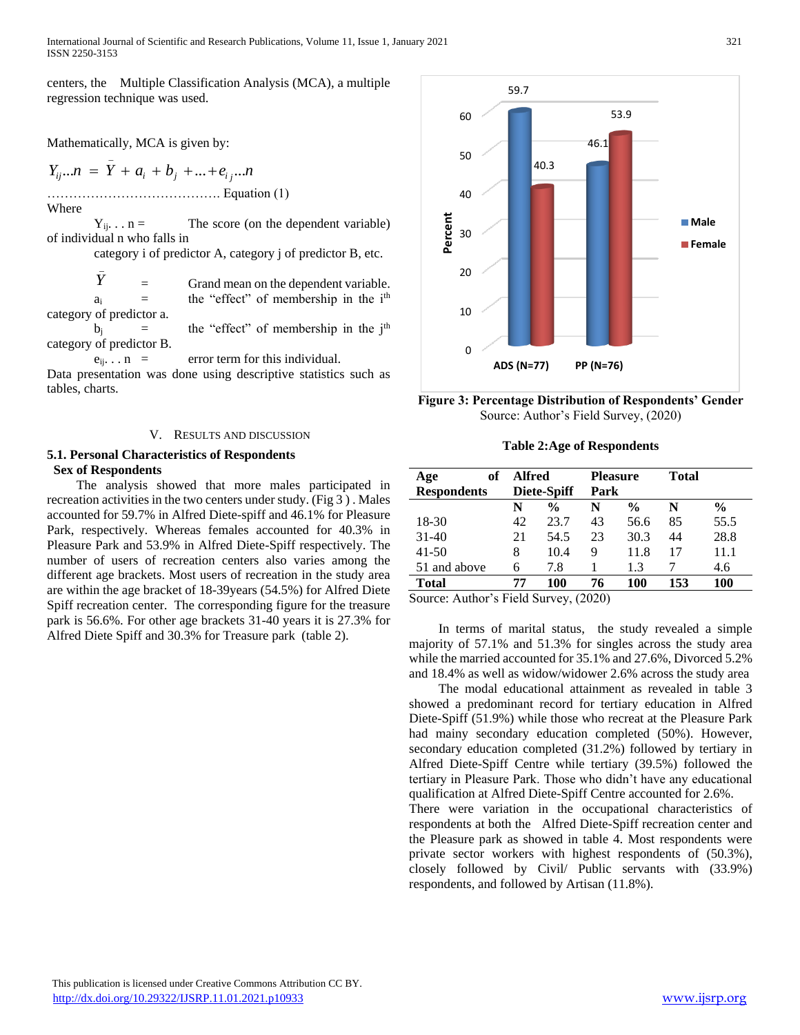centers, the Multiple Classification Analysis (MCA), a multiple regression technique was used.

Mathematically, MCA is given by:

$$Y_{ij}...n = \bar{Y} + a_i + b_j + ... + e_{ij}...n$$

…………………………………. Equation (1)

Where

$Y_{ij...n}$ = The score (on the dependent variable) of individual n who falls in category i of predictor A, category j of predictor B, etc.

$\bar{Y}$ = Grand mean on the dependent variable.

$a_i$ = the "effect" of membership in the $i^{th}$ category of predictor a.

$b_j$ = the "effect" of membership in the $j^{th}$ category of predictor B.

$e_{ij...n}$ = error term for this individual.

Data presentation was done using descriptive statistics such as tables, charts.

## V. Results and Discussion

### 5.1. Personal Characteristics of Respondents

**Sex of Respondents**

The analysis showed that more males participated in recreation activities in the two centers under study. (Fig 3 ) . Males accounted for 59.7% in Alfred Diete-spiff and 46.1% for Pleasure Park, respectively. Whereas females accounted for 40.3% in Pleasure Park and 53.9% in Alfred Diete-Spiff respectively. The number of users of recreation centers also varies among the different age brackets. Most users of recreation in the study area are within the age bracket of 18-39years (54.5%) for Alfred Diete Spiff recreation center. The corresponding figure for the treasure park is 56.6%. For other age brackets 31-40 years it is 27.3% for Alfred Diete Spiff and 30.3% for Treasure park (table 2).

| | Male | Female |
|---|---|---|
| ADS (N=77) | 59.7 | 40.3 |
| PP (N=76) | 46.1 | 53.9 |

**Figure 3: Percentage Distribution of Respondents' Gender**
Source: Author's Field Survey, (2020)

**Table 2:Age of Respondents**

| Age of Respondents | Alfred Diete-Spiff | | Pleasure Park | | Total | |
|---|---|---|---|---|---|---|
| | **N** | **%** | **N** | **%** | **N** | **%** |
| 18-30 | 42 | 23.7 | 43 | 56.6 | 85 | 55.5 |
| 31-40 | 21 | 54.5 | 23 | 30.3 | 44 | 28.8 |
| 41-50 | 8 | 10.4 | 9 | 11.8 | 17 | 11.1 |
| 51 and above | 6 | 7.8 | 1 | 1.3 | 7 | 4.6 |
| **Total** | **77** | **100** | **76** | **100** | **153** | **100** |

Source: Author's Field Survey, (2020)

In terms of marital status, the study revealed a simple majority of 57.1% and 51.3% for singles across the study area while the married accounted for 35.1% and 27.6%, Divorced 5.2% and 18.4% as well as widow/widower 2.6% across the study area

The modal educational attainment as revealed in table 3 showed a predominant record for tertiary education in Alfred Diete-Spiff (51.9%) while those who recreat at the Pleasure Park had mainy secondary education completed (50%). However, secondary education completed (31.2%) followed by tertiary in Alfred Diete-Spiff Centre while tertiary (39.5%) followed the tertiary in Pleasure Park. Those who didn't have any educational qualification at Alfred Diete-Spiff Centre accounted for 2.6%.

There were variation in the occupational characteristics of respondents at both the Alfred Diete-Spiff recreation center and the Pleasure park as showed in table 4. Most respondents were private sector workers with highest respondents of (50.3%), closely followed by Civil/ Public servants with (33.9%) respondents, and followed by Artisan (11.8%).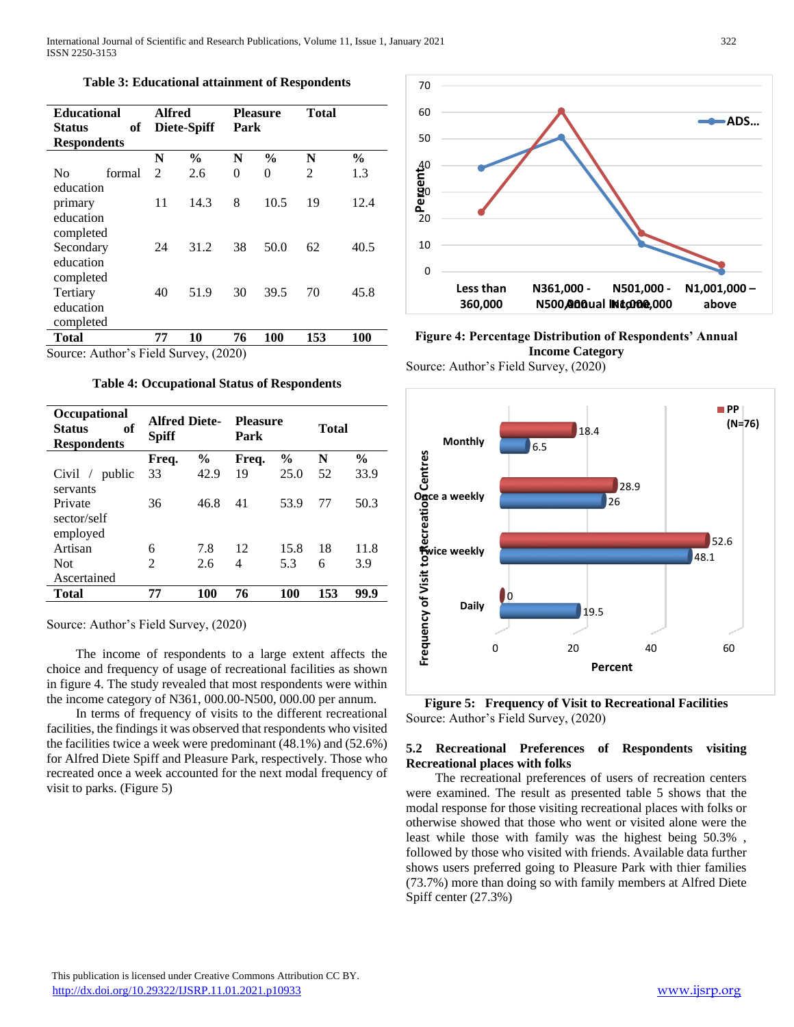**Table 3: Educational attainment of Respondents**

| Educational Status of Respondents | Alfred Diete-Spiff | | Pleasure Park | | Total | |
|---|---|---|---|---|---|---|
| | N | % | N | % | N | % |
| No formal education | 2 | 2.6 | 0 | 0 | 2 | 1.3 |
| primary education completed | 11 | 14.3 | 8 | 10.5 | 19 | 12.4 |
| Secondary education completed | 24 | 31.2 | 38 | 50.0 | 62 | 40.5 |
| Tertiary education completed | 40 | 51.9 | 30 | 39.5 | 70 | 45.8 |
| **Total** | **77** | **10** | **76** | **100** | **153** | **100** |

Source: Author's Field Survey, (2020)

**Table 4: Occupational Status of Respondents**

| Occupational Status of Respondents | Alfred Diete-Spiff | | Pleasure Park | | Total | |
|---|---|---|---|---|---|---|
| | Freq. | % | Freq. | % | N | % |
| Civil / public servants | 33 | 42.9 | 19 | 25.0 | 52 | 33.9 |
| Private sector/self employed | 36 | 46.8 | 41 | 53.9 | 77 | 50.3 |
| Artisan | 6 | 7.8 | 12 | 15.8 | 18 | 11.8 |
| Not Ascertained | 2 | 2.6 | 4 | 5.3 | 6 | 3.9 |
| **Total** | **77** | **100** | **76** | **100** | **153** | **99.9** |

Source: Author's Field Survey, (2020)

The income of respondents to a large extent affects the choice and frequency of usage of recreational facilities as shown in figure 4. The study revealed that most respondents were within the income category of N361, 000.00-N500, 000.00 per annum.

In terms of frequency of visits to the different recreational facilities, the findings it was observed that respondents who visited the facilities twice a week were predominant (48.1%) and (52.6%) for Alfred Diete Spiff and Pleasure Park, respectively. Those who recreated once a week accounted for the next modal frequency of visit to parks. (Figure 5)

70
60
50
40
30
20
10
0
Percent
ADS...
Less than 360,000
N361,000 - N500,000
N501,000 - N1,000,000
N1,001,000 – above
Annual Income

**Figure 4: Percentage Distribution of Respondents' Annual Income Category**

Source: Author's Field Survey, (2020)

PP (N=76)
Monthly
18.4
6.5
Once a weekly
28.9
26
Twice weekly
52.6
48.1
Daily
0
19.5
0
20
40
60
Percent
Frequency of Visit to Recreation Centres

**Figure 5: Frequency of Visit to Recreational Facilities**

Source: Author's Field Survey, (2020)

### 5.2 Recreational Preferences of Respondents visiting Recreational places with folks

The recreational preferences of users of recreation centers were examined. The result as presented table 5 shows that the modal response for those visiting recreational places with folks or otherwise showed that those who went or visited alone were the least while those with family was the highest being 50.3% , followed by those who visited with friends. Available data further shows users preferred going to Pleasure Park with thier families (73.7%) more than doing so with family members at Alfred Diete Spiff center (27.3%)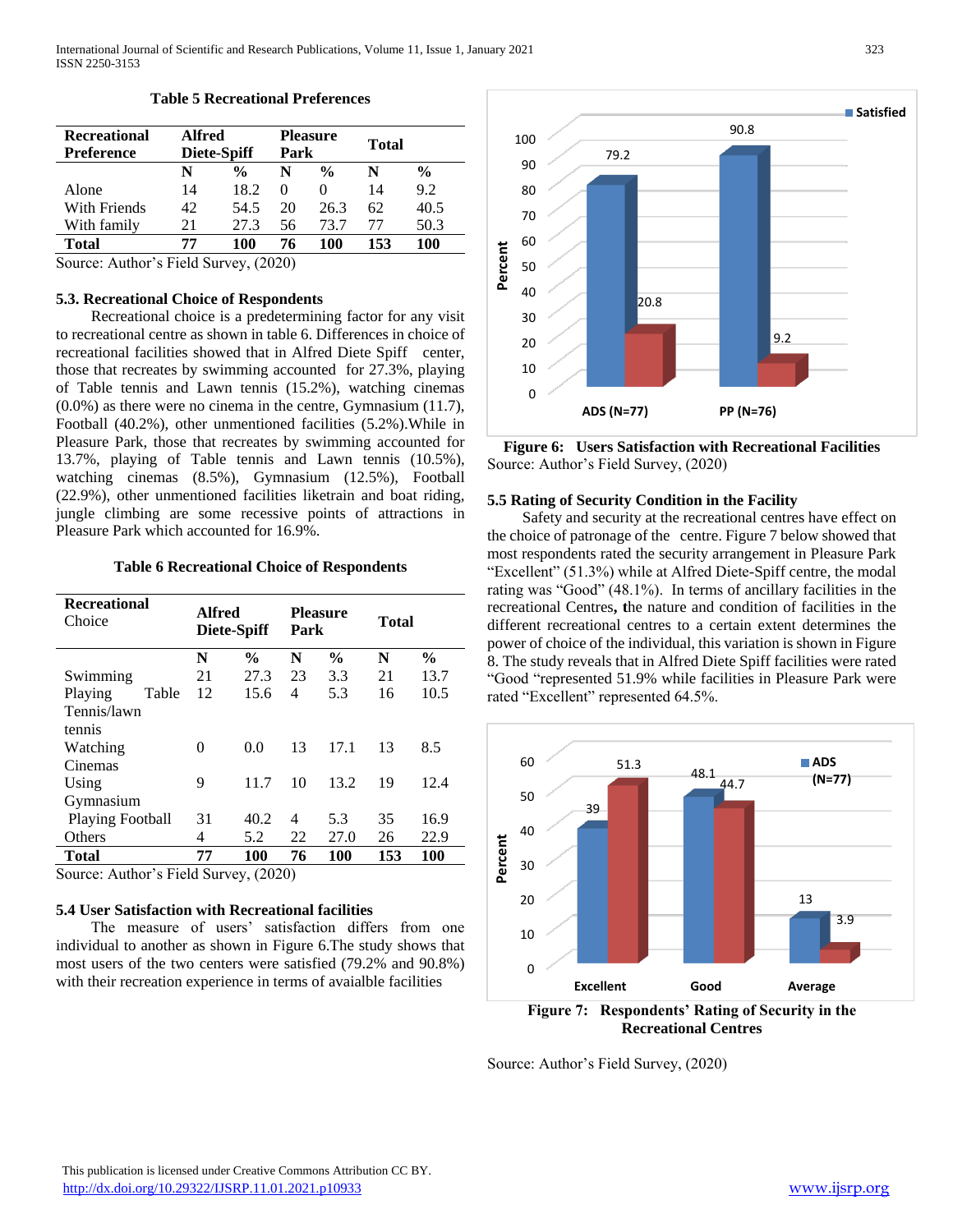**Table 5 Recreational Preferences**

| Recreational Preference | Alfred Diete-Spiff | | Pleasure Park | | Total | |
|---|---|---|---|---|---|---|
| | N | % | N | % | N | % |
| Alone | 14 | 18.2 | 0 | 0 | 14 | 9.2 |
| With Friends | 42 | 54.5 | 20 | 26.3 | 62 | 40.5 |
| With family | 21 | 27.3 | 56 | 73.7 | 77 | 50.3 |
| **Total** | **77** | **100** | **76** | **100** | **153** | **100** |

Source: Author's Field Survey, (2020)

**5.3. Recreational Choice of Respondents**

Recreational choice is a predetermining factor for any visit to recreational centre as shown in table 6. Differences in choice of recreational facilities showed that in Alfred Diete Spiff center, those that recreates by swimming accounted for 27.3%, playing of Table tennis and Lawn tennis (15.2%), watching cinemas (0.0%) as there were no cinema in the centre, Gymnasium (11.7), Football (40.2%), other unmentioned facilities (5.2%).While in Pleasure Park, those that recreates by swimming accounted for 13.7%, playing of Table tennis and Lawn tennis (10.5%), watching cinemas (8.5%), Gymnasium (12.5%), Football (22.9%), other unmentioned facilities liketrain and boat riding, jungle climbing are some recessive points of attractions in Pleasure Park which accounted for 16.9%.

**Table 6 Recreational Choice of Respondents**

| Recreational Choice | Alfred Diete-Spiff | | Pleasure Park | | Total | |
|---|---|---|---|---|---|---|
| | N | % | N | % | N | % |
| Swimming | 21 | 27.3 | 23 | 3.3 | 21 | 13.7 |
| Playing Table Tennis/lawn tennis | 12 | 15.6 | 4 | 5.3 | 16 | 10.5 |
| Watching Cinemas | 0 | 0.0 | 13 | 17.1 | 13 | 8.5 |
| Using Gymnasium | 9 | 11.7 | 10 | 13.2 | 19 | 12.4 |
| Playing Football | 31 | 40.2 | 4 | 5.3 | 35 | 16.9 |
| Others | 4 | 5.2 | 22 | 27.0 | 26 | 22.9 |
| **Total** | **77** | **100** | **76** | **100** | **153** | **100** |

Source: Author's Field Survey, (2020)

**5.4 User Satisfaction with Recreational facilities**

The measure of users' satisfaction differs from one individual to another as shown in Figure 6.The study shows that most users of the two centers were satisfied (79.2% and 90.8%) with their recreation experience in terms of avaialble facilities

Satisfied
Percent
100
90
80
70
60
50
40
30
20
10
0
79.2
20.8
90.8
9.2
ADS (N=77)
PP (N=76)

**Figure 6: Users Satisfaction with Recreational Facilities**
Source: Author's Field Survey, (2020)

**5.5 Rating of Security Condition in the Facility**

Safety and security at the recreational centres have effect on the choice of patronage of the centre. Figure 7 below showed that most respondents rated the security arrangement in Pleasure Park "Excellent" (51.3%) while at Alfred Diete-Spiff centre, the modal rating was "Good" (48.1%). In terms of ancillary facilities in the recreational Centres**, t**he nature and condition of facilities in the different recreational centres to a certain extent determines the power of choice of the individual, this variation is shown in Figure 8. The study reveals that in Alfred Diete Spiff facilities were rated "Good "represented 51.9% while facilities in Pleasure Park were rated "Excellent" represented 64.5%.

ADS (N=77)
Percent
60
50
40
30
20
10
0
39
51.3
48.1
44.7
13
3.9
Excellent
Good
Average

**Figure 7: Respondents' Rating of Security in the Recreational Centres**

Source: Author's Field Survey, (2020)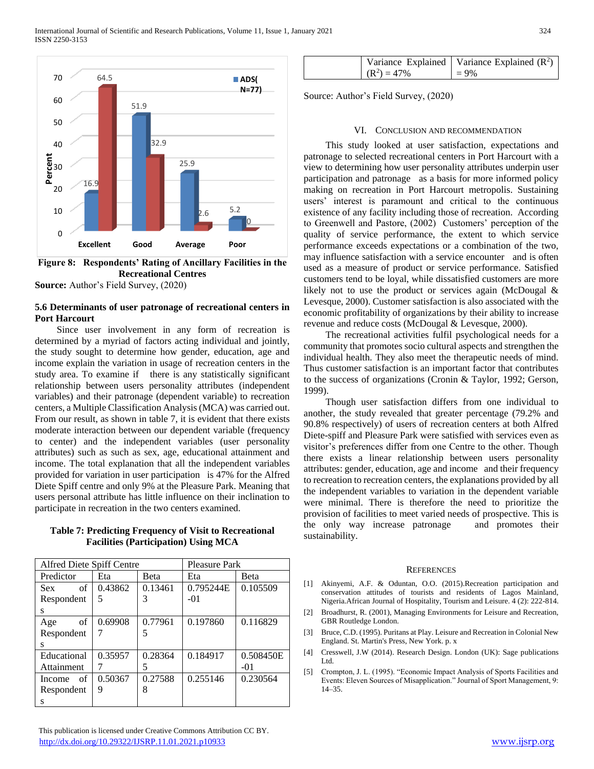70
60
50
40
30
20
10
0
Percent
64.5
51.9
32.9
25.9
16.9
2.6
5.2
0
Excellent
Good
Average
Poor
ADS( N=77)

**Figure 8: Respondents' Rating of Ancillary Facilities in the Recreational Centres**

**Source:** Author's Field Survey, (2020)

### 5.6 Determinants of user patronage of recreational centers in Port Harcourt

Since user involvement in any form of recreation is determined by a myriad of factors acting individual and jointly, the study sought to determine how gender, education, age and income explain the variation in usage of recreation centers in the study area. To examine if there is any statistically significant relationship between users personality attributes (independent variables) and their patronage (dependent variable) to recreation centers, a Multiple Classification Analysis (MCA) was carried out. From our result, as shown in table 7, it is evident that there exists moderate interaction between our dependent variable (frequency to center) and the independent variables (user personality attributes) such as such as sex, age, educational attainment and income. The total explanation that all the independent variables provided for variation in user participation is 47% for the Alfred Diete Spiff centre and only 9% at the Pleasure Park. Meaning that users personal attribute has little influence on their inclination to participate in recreation in the two centers examined.

**Table 7: Predicting Frequency of Visit to Recreational Facilities (Participation) Using MCA**

| Alfred Diete Spiff Centre | | | Pleasure Park | |
|---|---|---|---|---|
| Predictor | Eta | Beta | Eta | Beta |
| Sex of Respondents | 0.438625 | 0.134613 | 0.795244E-01 | 0.105509 |
| Age of Respondents | 0.699087 | 0.779615 | 0.197860 | 0.116829 |
| Educational Attainment | 0.359577 | 0.283645 | 0.184917 | 0.508450E-01 |
| Income of Respondents | 0.503679 | 0.275888 | 0.255146 | 0.230564 |
| | Variance Explained ($R^2$) = 47% | | Variance Explained ($R^2$) = 9% | |

Source: Author's Field Survey, (2020)

## VI. Conclusion and Recommendation

This study looked at user satisfaction, expectations and patronage to selected recreational centers in Port Harcourt with a view to determining how user personality attributes underpin user participation and patronage as a basis for more informed policy making on recreation in Port Harcourt metropolis. Sustaining users' interest is paramount and critical to the continuous existence of any facility including those of recreation. According to Greenwell and Pastore, (2002) Customers' perception of the quality of service performance, the extent to which service performance exceeds expectations or a combination of the two, may influence satisfaction with a service encounter and is often used as a measure of product or service performance. Satisfied customers tend to be loyal, while dissatisfied customers are more likely not to use the product or services again (McDougal & Levesque, 2000). Customer satisfaction is also associated with the economic profitability of organizations by their ability to increase revenue and reduce costs (McDougal & Levesque, 2000).

The recreational activities fulfil psychological needs for a community that promotes socio cultural aspects and strengthen the individual health. They also meet the therapeutic needs of mind. Thus customer satisfaction is an important factor that contributes to the success of organizations (Cronin & Taylor, 1992; Gerson, 1999).

Though user satisfaction differs from one individual to another, the study revealed that greater percentage (79.2% and 90.8% respectively) of users of recreation centers at both Alfred Diete-spiff and Pleasure Park were satisfied with services even as visitor's preferences differ from one Centre to the other. Though there exists a linear relationship between users personality attributes: gender, education, age and income and their frequency to recreation to recreation centers, the explanations provided by all the independent variables to variation in the dependent variable were minimal. There is therefore the need to prioritize the provision of facilities to meet varied needs of prospective. This is the only way increase patronage and promotes their sustainability.

## References

[1] Akinyemi, A.F. & Oduntan, O.O. (2015).Recreation participation and conservation attitudes of tourists and residents of Lagos Mainland, Nigeria.African Journal of Hospitality, Tourism and Leisure. 4 (2): 222-814.

[2] Broadhurst, R. (2001), Managing Environments for Leisure and Recreation, GBR Routledge London.

[3] Bruce, C.D. (1995). Puritans at Play. Leisure and Recreation in Colonial New England. St. Martin's Press, New York. p. x

[4] Cresswell, J.W (2014). Research Design. London (UK): Sage publications Ltd.

[5] Crompton, J. L. (1995). "Economic Impact Analysis of Sports Facilities and Events: Eleven Sources of Misapplication." Journal of Sport Management, 9: 14–35.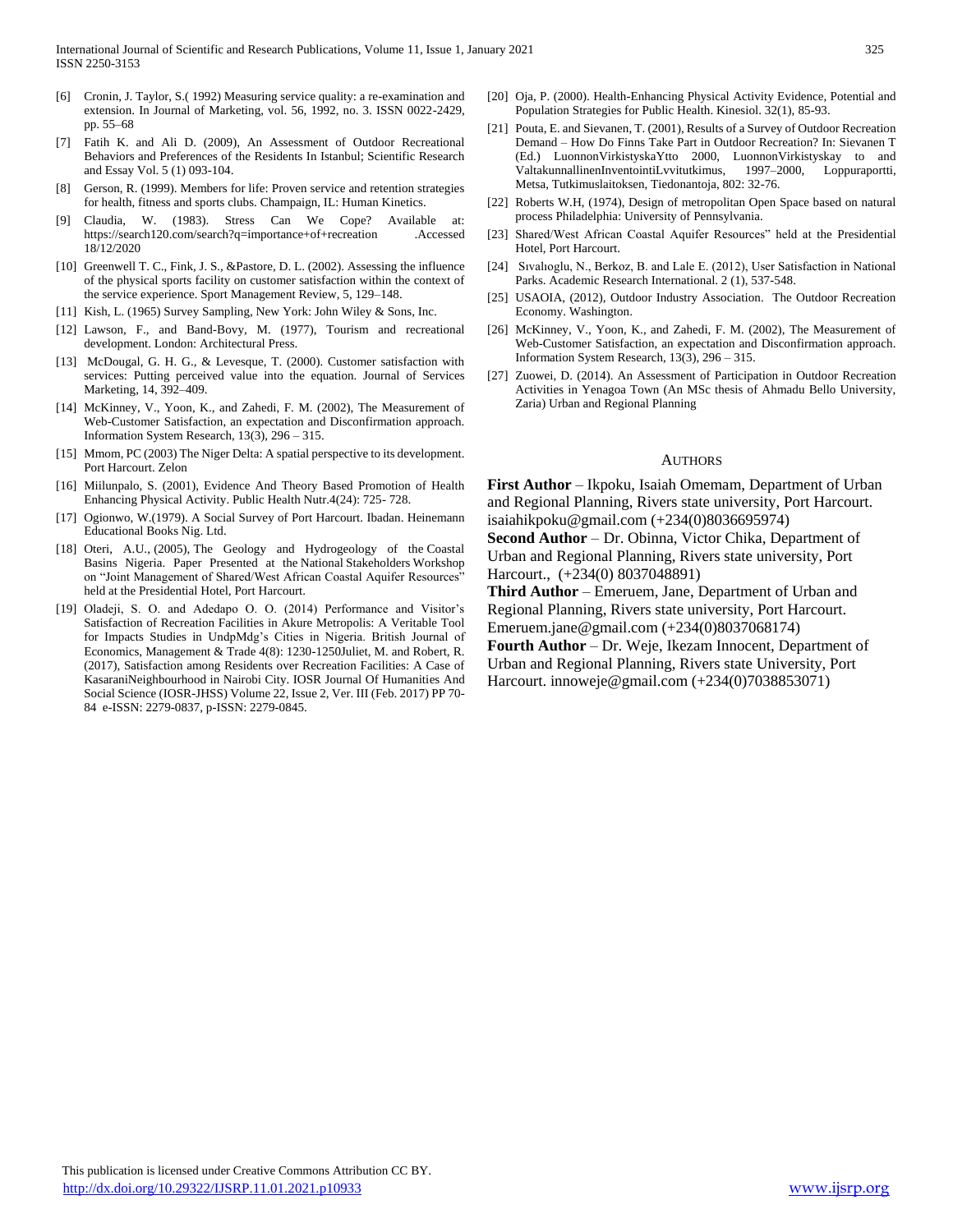[6] Cronin, J. Taylor, S.( 1992) Measuring service quality: a re-examination and extension. In Journal of Marketing, vol. 56, 1992, no. 3. ISSN 0022-2429, pp. 55–68

[7] Fatih K. and Ali D. (2009), An Assessment of Outdoor Recreational Behaviors and Preferences of the Residents In Istanbul; Scientific Research and Essay Vol. 5 (1) 093-104.

[8] Gerson, R. (1999). Members for life: Proven service and retention strategies for health, fitness and sports clubs. Champaign, IL: Human Kinetics.

[9] Claudia, W. (1983). Stress Can We Cope? Available at: https://search120.com/search?q=importance+of+recreation .Accessed 18/12/2020

[10] Greenwell T. C., Fink, J. S., &Pastore, D. L. (2002). Assessing the influence of the physical sports facility on customer satisfaction within the context of the service experience. Sport Management Review, 5, 129–148.

[11] Kish, L. (1965) Survey Sampling, New York: John Wiley & Sons, Inc.

[12] Lawson, F., and Band-Bovy, M. (1977), Tourism and recreational development. London: Architectural Press.

[13] McDougal, G. H. G., & Levesque, T. (2000). Customer satisfaction with services: Putting perceived value into the equation. Journal of Services Marketing, 14, 392–409.

[14] McKinney, V., Yoon, K., and Zahedi, F. M. (2002), The Measurement of Web-Customer Satisfaction, an expectation and Disconfirmation approach. Information System Research, 13(3), 296 – 315.

[15] Mmom, PC (2003) The Niger Delta: A spatial perspective to its development. Port Harcourt. Zelon

[16] Miilunpalo, S. (2001), Evidence And Theory Based Promotion of Health Enhancing Physical Activity. Public Health Nutr.4(24): 725- 728.

[17] Ogionwo, W.(1979). A Social Survey of Port Harcourt. Ibadan. Heinemann Educational Books Nig. Ltd.

[18] Oteri, A.U., (2005), The Geology and Hydrogeology of the Coastal Basins Nigeria. Paper Presented at the National Stakeholders Workshop on "Joint Management of Shared/West African Coastal Aquifer Resources" held at the Presidential Hotel, Port Harcourt.

[19] Oladeji, S. O. and Adedapo O. O. (2014) Performance and Visitor's Satisfaction of Recreation Facilities in Akure Metropolis: A Veritable Tool for Impacts Studies in UndpMdg's Cities in Nigeria. British Journal of Economics, Management & Trade 4(8): 1230-1250Juliet, M. and Robert, R. (2017), Satisfaction among Residents over Recreation Facilities: A Case of KasaraniNeighbourhood in Nairobi City. IOSR Journal Of Humanities And Social Science (IOSR-JHSS) Volume 22, Issue 2, Ver. III (Feb. 2017) PP 70-84 e-ISSN: 2279-0837, p-ISSN: 2279-0845.

[20] Oja, P. (2000). Health-Enhancing Physical Activity Evidence, Potential and Population Strategies for Public Health. Kinesiol. 32(1), 85-93.

[21] Pouta, E. and Sievanen, T. (2001), Results of a Survey of Outdoor Recreation Demand – How Do Finns Take Part in Outdoor Recreation? In: Sievanen T (Ed.) LuonnonVirkistyskaYtto 2000, LuonnonVirkistyskay to and ValtakunnallinenInventointiLvvitutkimus, 1997–2000, Loppuraportti, Metsa, Tutkimuslaitoksen, Tiedonantoja, 802: 32-76.

[22] Roberts W.H, (1974), Design of metropolitan Open Space based on natural process Philadelphia: University of Pennsylvania.

[23] Shared/West African Coastal Aquifer Resources" held at the Presidential Hotel, Port Harcourt.

[24] Sıvalıoglu, N., Berkoz, B. and Lale E. (2012), User Satisfaction in National Parks. Academic Research International. 2 (1), 537-548.

[25] USAOIA, (2012), Outdoor Industry Association. The Outdoor Recreation Economy. Washington.

[26] McKinney, V., Yoon, K., and Zahedi, F. M. (2002), The Measurement of Web-Customer Satisfaction, an expectation and Disconfirmation approach. Information System Research, 13(3), 296 – 315.

[27] Zuowei, D. (2014). An Assessment of Participation in Outdoor Recreation Activities in Yenagoa Town (An MSc thesis of Ahmadu Bello University, Zaria) Urban and Regional Planning

## AUTHORS

**First Author** – Ikpoku, Isaiah Omemam, Department of Urban and Regional Planning, Rivers state university, Port Harcourt. isaiahikpoku@gmail.com (+234(0)8036695974)

**Second Author** – Dr. Obinna, Victor Chika, Department of Urban and Regional Planning, Rivers state university, Port Harcourt., (+234(0) 8037048891)

**Third Author** – Emeruem, Jane, Department of Urban and Regional Planning, Rivers state university, Port Harcourt. Emeruem.jane@gmail.com (+234(0)8037068174)

**Fourth Author** – Dr. Weje, Ikezam Innocent, Department of Urban and Regional Planning, Rivers state University, Port Harcourt. innoweje@gmail.com (+234(0)7038853071)